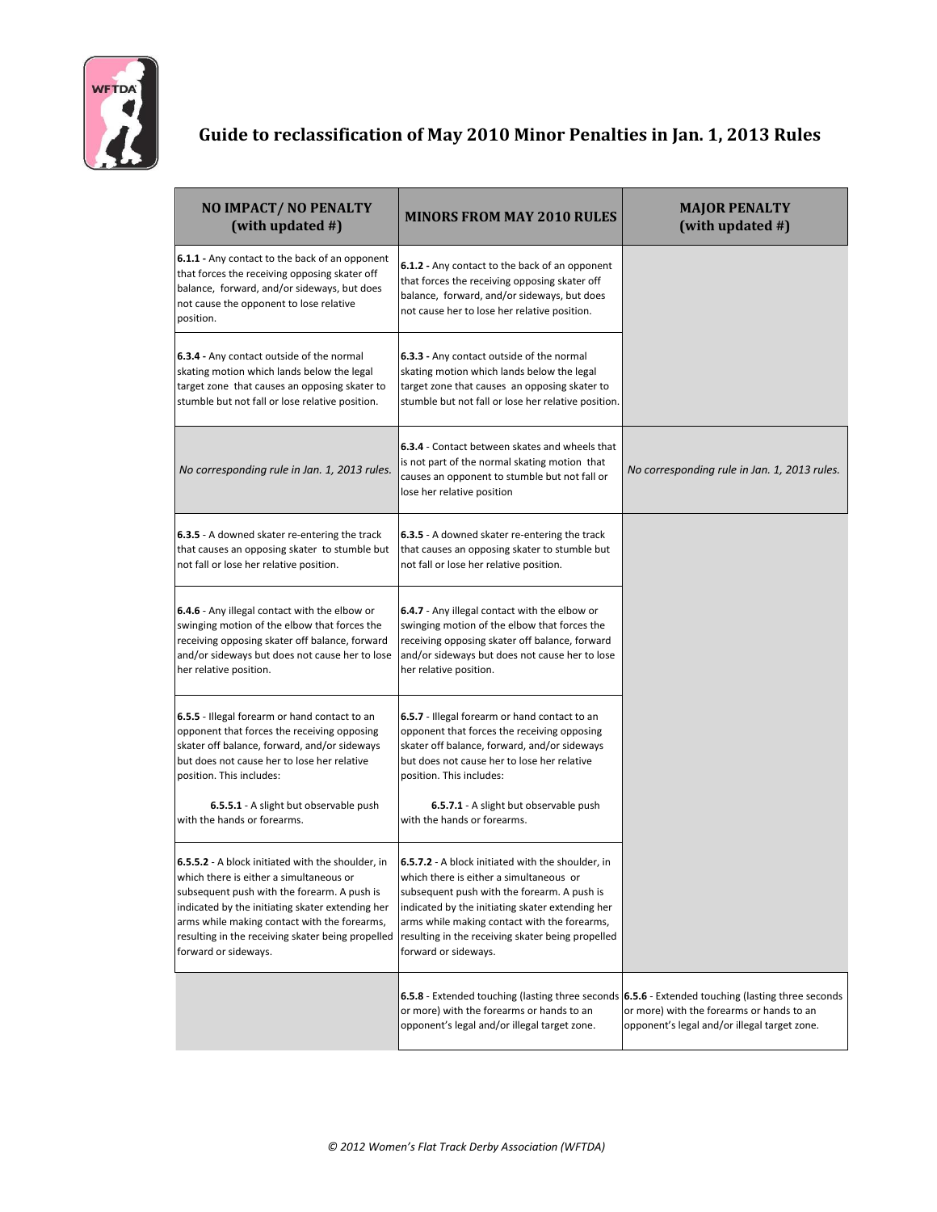# Guide to reclassification of May 2010 Minor Penalties in Jan. 1, 2013 Rules

| NO IMPACT/ NO PENALTY (with updated #) | MINORS FROM MAY 2010 RULES | MAJOR PENALTY (with updated #) |
|---|---|---|
| **6.1.1 -** Any contact to the back of an opponent that forces the receiving opposing skater off balance, forward, and/or sideways, but does not cause the opponent to lose relative position. | **6.1.2 -** Any contact to the back of an opponent that forces the receiving opposing skater off balance, forward, and/or sideways, but does not cause her to lose her relative position. | |
| **6.3.4 -** Any contact outside of the normal skating motion which lands below the legal target zone that causes an opposing skater to stumble but not fall or lose relative position. | **6.3.3 -** Any contact outside of the normal skating motion which lands below the legal target zone that causes an opposing skater to stumble but not fall or lose her relative position. | |
| *No corresponding rule in Jan. 1, 2013 rules.* | **6.3.4** - Contact between skates and wheels that is not part of the normal skating motion that causes an opponent to stumble but not fall or lose her relative position | *No corresponding rule in Jan. 1, 2013 rules.* |
| **6.3.5** - A downed skater re-entering the track that causes an opposing skater to stumble but not fall or lose her relative position. | **6.3.5** - A downed skater re-entering the track that causes an opposing skater to stumble but not fall or lose her relative position. | |
| **6.4.6** - Any illegal contact with the elbow or swinging motion of the elbow that forces the receiving opposing skater off balance, forward and/or sideways but does not cause her to lose her relative position. | **6.4.7** - Any illegal contact with the elbow or swinging motion of the elbow that forces the receiving opposing skater off balance, forward and/or sideways but does not cause her to lose her relative position. | |
| **6.5.5** - Illegal forearm or hand contact to an opponent that forces the receiving opposing skater off balance, forward, and/or sideways but does not cause her to lose her relative position. This includes:<br><br>**6.5.5.1** - A slight but observable push with the hands or forearms. | **6.5.7** - Illegal forearm or hand contact to an opponent that forces the receiving opposing skater off balance, forward, and/or sideways but does not cause her to lose her relative position. This includes:<br><br>**6.5.7.1** - A slight but observable push with the hands or forearms. | |
| **6.5.5.2** - A block initiated with the shoulder, in which there is either a simultaneous or subsequent push with the forearm. A push is indicated by the initiating skater extending her arms while making contact with the forearms, resulting in the receiving skater being propelled forward or sideways. | **6.5.7.2** - A block initiated with the shoulder, in which there is either a simultaneous or subsequent push with the forearm. A push is indicated by the initiating skater extending her arms while making contact with the forearms, resulting in the receiving skater being propelled forward or sideways. | |
| | **6.5.8** - Extended touching (lasting three seconds or more) with the forearms or hands to an opponent's legal and/or illegal target zone. | **6.5.6** - Extended touching (lasting three seconds or more) with the forearms or hands to an opponent's legal and/or illegal target zone. |

*© 2012 Women's Flat Track Derby Association (WFTDA)*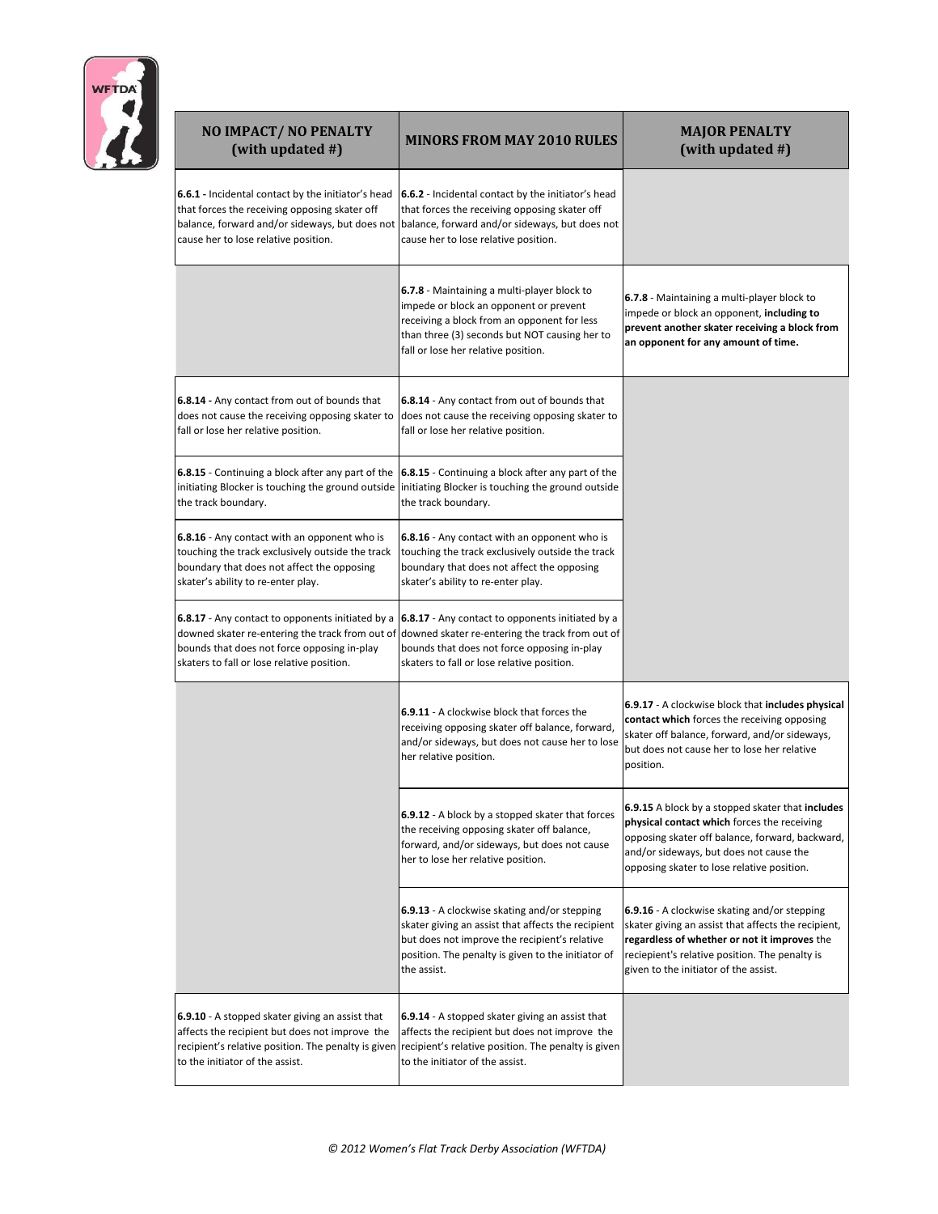| NO IMPACT/ NO PENALTY (with updated #) | MINORS FROM MAY 2010 RULES | MAJOR PENALTY (with updated #) |
|---|---|---|
| **6.6.1 -** Incidental contact by the initiator's head that forces the receiving opposing skater off balance, forward and/or sideways, but does not cause her to lose relative position. | **6.6.2** - Incidental contact by the initiator's head that forces the receiving opposing skater off balance, forward and/or sideways, but does not cause her to lose relative position. | |
| | **6.7.8** - Maintaining a multi-player block to impede or block an opponent or prevent receiving a block from an opponent for less than three (3) seconds but NOT causing her to fall or lose her relative position. | **6.7.8** - Maintaining a multi-player block to impede or block an opponent, **including to prevent another skater receiving a block from an opponent for any amount of time.** |
| **6.8.14 -** Any contact from out of bounds that does not cause the receiving opposing skater to fall or lose her relative position. | **6.8.14** - Any contact from out of bounds that does not cause the receiving opposing skater to fall or lose her relative position. | |
| **6.8.15** - Continuing a block after any part of the initiating Blocker is touching the ground outside the track boundary. | **6.8.15** - Continuing a block after any part of the initiating Blocker is touching the ground outside the track boundary. | |
| **6.8.16** - Any contact with an opponent who is touching the track exclusively outside the track boundary that does not affect the opposing skater's ability to re-enter play. | **6.8.16** - Any contact with an opponent who is touching the track exclusively outside the track boundary that does not affect the opposing skater's ability to re-enter play. | |
| **6.8.17** - Any contact to opponents initiated by a downed skater re-entering the track from out of bounds that does not force opposing in-play skaters to fall or lose relative position. | **6.8.17** - Any contact to opponents initiated by a downed skater re-entering the track from out of bounds that does not force opposing in-play skaters to fall or lose relative position. | |
| | **6.9.11** - A clockwise block that forces the receiving opposing skater off balance, forward, and/or sideways, but does not cause her to lose her relative position. | **6.9.17** - A clockwise block that **includes physical contact which** forces the receiving opposing skater off balance, forward, and/or sideways, but does not cause her to lose her relative position. |
| | **6.9.12** - A block by a stopped skater that forces the receiving opposing skater off balance, forward, and/or sideways, but does not cause her to lose her relative position. | **6.9.15** A block by a stopped skater that **includes physical contact which** forces the receiving opposing skater off balance, forward, backward, and/or sideways, but does not cause the opposing skater to lose relative position. |
| | **6.9.13** - A clockwise skating and/or stepping skater giving an assist that affects the recipient but does not improve the recipient's relative position. The penalty is given to the initiator of the assist. | **6.9.16** - A clockwise skating and/or stepping skater giving an assist that affects the recipient, **regardless of whether or not it improves** the reciepient's relative position. The penalty is given to the initiator of the assist. |
| **6.9.10** - A stopped skater giving an assist that affects the recipient but does not improve the recipient's relative position. The penalty is given to the initiator of the assist. | **6.9.14** - A stopped skater giving an assist that affects the recipient but does not improve the recipient's relative position. The penalty is given to the initiator of the assist. | |

*© 2012 Women's Flat Track Derby Association (WFTDA)*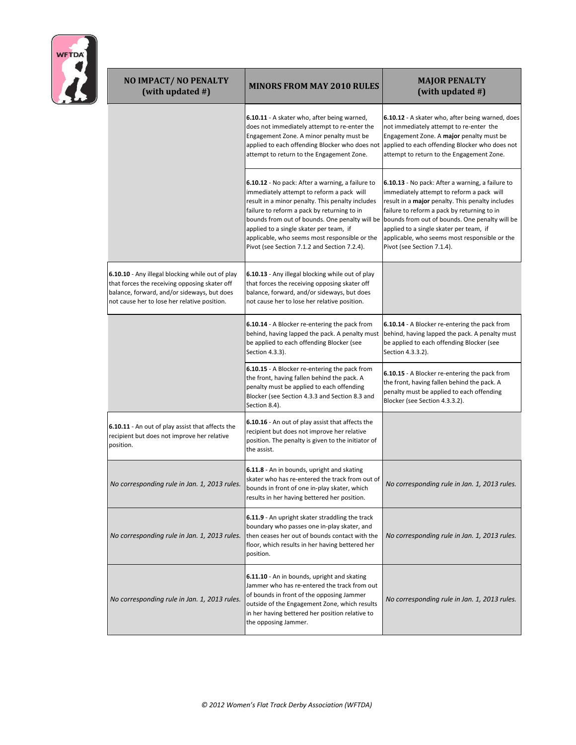| NO IMPACT/ NO PENALTY (with updated #) | MINORS FROM MAY 2010 RULES | MAJOR PENALTY (with updated #) |
|---|---|---|
| | **6.10.11** - A skater who, after being warned, does not immediately attempt to re-enter the Engagement Zone. A minor penalty must be applied to each offending Blocker who does not attempt to return to the Engagement Zone. | **6.10.12** - A skater who, after being warned, does not immediately attempt to re-enter the Engagement Zone. A **major** penalty must be applied to each offending Blocker who does not attempt to return to the Engagement Zone. |
| | **6.10.12** - No pack: After a warning, a failure to immediately attempt to reform a pack will result in a minor penalty. This penalty includes failure to reform a pack by returning to in bounds from out of bounds. One penalty will be applied to a single skater per team, if applicable, who seems most responsible or the Pivot (see Section 7.1.2 and Section 7.2.4). | **6.10.13** - No pack: After a warning, a failure to immediately attempt to reform a pack will result in a **major** penalty. This penalty includes failure to reform a pack by returning to in bounds from out of bounds. One penalty will be applied to a single skater per team, if applicable, who seems most responsible or the Pivot (see Section 7.1.4). |
| **6.10.10** - Any illegal blocking while out of play that forces the receiving opposing skater off balance, forward, and/or sideways, but does not cause her to lose her relative position. | **6.10.13** - Any illegal blocking while out of play that forces the receiving opposing skater off balance, forward, and/or sideways, but does not cause her to lose her relative position. | |
| | **6.10.14** - A Blocker re-entering the pack from behind, having lapped the pack. A penalty must be applied to each offending Blocker (see Section 4.3.3). | **6.10.14** - A Blocker re-entering the pack from behind, having lapped the pack. A penalty must be applied to each offending Blocker (see Section 4.3.3.2). |
| | **6.10.15** - A Blocker re-entering the pack from the front, having fallen behind the pack. A penalty must be applied to each offending Blocker (see Section 4.3.3 and Section 8.3 and Section 8.4). | **6.10.15** - A Blocker re-entering the pack from the front, having fallen behind the pack. A penalty must be applied to each offending Blocker (see Section 4.3.3.2). |
| **6.10.11** - An out of play assist that affects the recipient but does not improve her relative position. | **6.10.16** - An out of play assist that affects the recipient but does not improve her relative position. The penalty is given to the initiator of the assist. | |
| *No corresponding rule in Jan. 1, 2013 rules.* | **6.11.8** - An in bounds, upright and skating skater who has re-entered the track from out of bounds in front of one in-play skater, which results in her having bettered her position. | *No corresponding rule in Jan. 1, 2013 rules.* |
| *No corresponding rule in Jan. 1, 2013 rules.* | **6.11.9** - An upright skater straddling the track boundary who passes one in-play skater, and then ceases her out of bounds contact with the floor, which results in her having bettered her position. | *No corresponding rule in Jan. 1, 2013 rules.* |
| *No corresponding rule in Jan. 1, 2013 rules.* | **6.11.10** - An in bounds, upright and skating Jammer who has re-entered the track from out of bounds in front of the opposing Jammer outside of the Engagement Zone, which results in her having bettered her position relative to the opposing Jammer. | *No corresponding rule in Jan. 1, 2013 rules.* |

*© 2012 Women's Flat Track Derby Association (WFTDA)*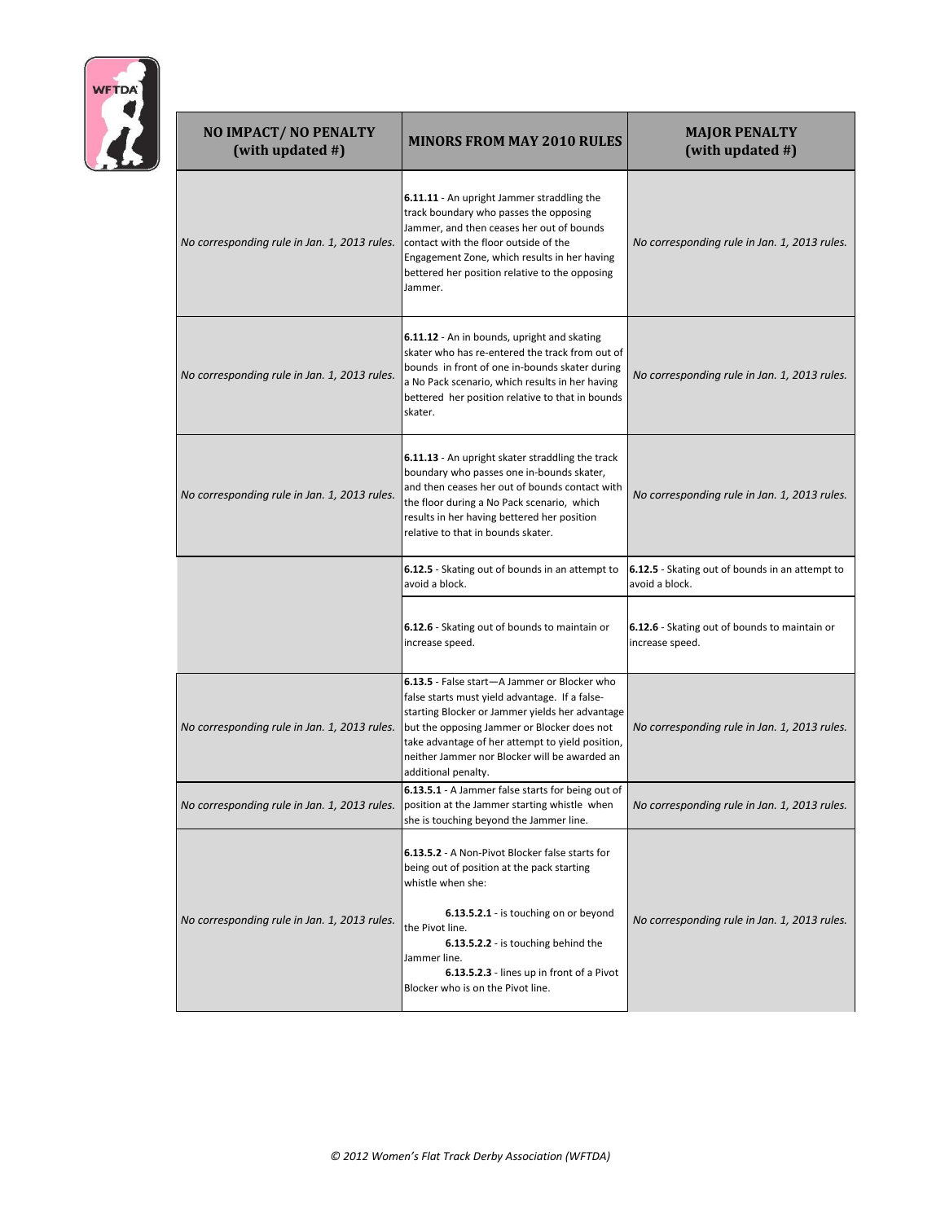| NO IMPACT/ NO PENALTY (with updated #) | MINORS FROM MAY 2010 RULES | MAJOR PENALTY (with updated #) |
|---|---|---|
| *No corresponding rule in Jan. 1, 2013 rules.* | **6.11.11** - An upright Jammer straddling the track boundary who passes the opposing Jammer, and then ceases her out of bounds contact with the floor outside of the Engagement Zone, which results in her having bettered her position relative to the opposing Jammer. | *No corresponding rule in Jan. 1, 2013 rules.* |
| *No corresponding rule in Jan. 1, 2013 rules.* | **6.11.12** - An in bounds, upright and skating skater who has re-entered the track from out of bounds in front of one in-bounds skater during a No Pack scenario, which results in her having bettered her position relative to that in bounds skater. | *No corresponding rule in Jan. 1, 2013 rules.* |
| *No corresponding rule in Jan. 1, 2013 rules.* | **6.11.13** - An upright skater straddling the track boundary who passes one in-bounds skater, and then ceases her out of bounds contact with the floor during a No Pack scenario, which results in her having bettered her position relative to that in bounds skater. | *No corresponding rule in Jan. 1, 2013 rules.* |
| | **6.12.5** - Skating out of bounds in an attempt to avoid a block. | **6.12.5** - Skating out of bounds in an attempt to avoid a block. |
| | **6.12.6** - Skating out of bounds to maintain or increase speed. | **6.12.6** - Skating out of bounds to maintain or increase speed. |
| *No corresponding rule in Jan. 1, 2013 rules.* | **6.13.5** - False start—A Jammer or Blocker who false starts must yield advantage. If a false-starting Blocker or Jammer yields her advantage but the opposing Jammer or Blocker does not take advantage of her attempt to yield position, neither Jammer nor Blocker will be awarded an additional penalty. | *No corresponding rule in Jan. 1, 2013 rules.* |
| *No corresponding rule in Jan. 1, 2013 rules.* | **6.13.5.1** - A Jammer false starts for being out of position at the Jammer starting whistle when she is touching beyond the Jammer line. | *No corresponding rule in Jan. 1, 2013 rules.* |
| *No corresponding rule in Jan. 1, 2013 rules.* | **6.13.5.2** - A Non-Pivot Blocker false starts for being out of position at the pack starting whistle when she:<br><br>**6.13.5.2.1** - is touching on or beyond the Pivot line.<br>**6.13.5.2.2** - is touching behind the Jammer line.<br>**6.13.5.2.3** - lines up in front of a Pivot Blocker who is on the Pivot line. | *No corresponding rule in Jan. 1, 2013 rules.* |

*© 2012 Women's Flat Track Derby Association (WFTDA)*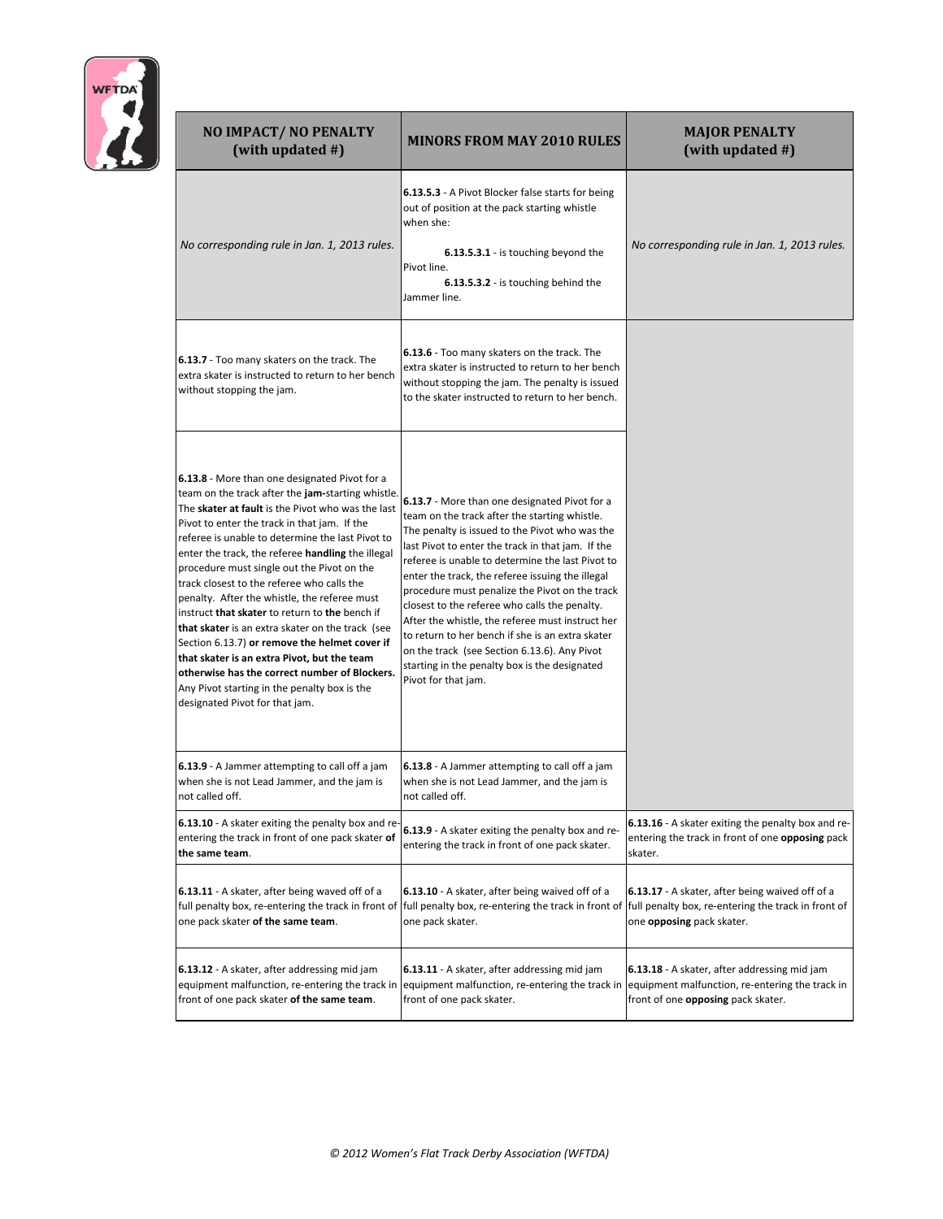| NO IMPACT/ NO PENALTY (with updated #) | MINORS FROM MAY 2010 RULES | MAJOR PENALTY (with updated #) |
|---|---|---|
| *No corresponding rule in Jan. 1, 2013 rules.* | **6.13.5.3** - A Pivot Blocker false starts for being out of position at the pack starting whistle when she: **6.13.5.3.1** - is touching beyond the Pivot line. **6.13.5.3.2** - is touching behind the Jammer line. | *No corresponding rule in Jan. 1, 2013 rules.* |
| **6.13.7** - Too many skaters on the track. The extra skater is instructed to return to her bench without stopping the jam. | **6.13.6** - Too many skaters on the track. The extra skater is instructed to return to her bench without stopping the jam. The penalty is issued to the skater instructed to return to her bench. | |
| **6.13.8** - More than one designated Pivot for a team on the track after the **jam-**starting whistle. The **skater at fault** is the Pivot who was the last Pivot to enter the track in that jam. If the referee is unable to determine the last Pivot to enter the track, the referee **handling** the illegal procedure must single out the Pivot on the track closest to the referee who calls the penalty. After the whistle, the referee must instruct **that skater** to return to **the** bench if **that skater** is an extra skater on the track (see Section 6.13.7) **or remove the helmet cover if that skater is an extra Pivot, but the team otherwise has the correct number of Blockers.** Any Pivot starting in the penalty box is the designated Pivot for that jam. | **6.13.7** - More than one designated Pivot for a team on the track after the starting whistle. The penalty is issued to the Pivot who was the last Pivot to enter the track in that jam. If the referee is unable to determine the last Pivot to enter the track, the referee issuing the illegal procedure must penalize the Pivot on the track closest to the referee who calls the penalty. After the whistle, the referee must instruct her to return to her bench if she is an extra skater on the track (see Section 6.13.6). Any Pivot starting in the penalty box is the designated Pivot for that jam. | |
| **6.13.9** - A Jammer attempting to call off a jam when she is not Lead Jammer, and the jam is not called off. | **6.13.8** - A Jammer attempting to call off a jam when she is not Lead Jammer, and the jam is not called off. | |
| **6.13.10** - A skater exiting the penalty box and re-entering the track in front of one pack skater **of the same team**. | **6.13.9** - A skater exiting the penalty box and re-entering the track in front of one pack skater. | **6.13.16** - A skater exiting the penalty box and re-entering the track in front of one **opposing** pack skater. |
| **6.13.11** - A skater, after being waved off of a full penalty box, re-entering the track in front of one pack skater **of the same team**. | **6.13.10** - A skater, after being waived off of a full penalty box, re-entering the track in front of one pack skater. | **6.13.17** - A skater, after being waved off of a full penalty box, re-entering the track in front of one **opposing** pack skater. |
| **6.13.12** - A skater, after addressing mid jam equipment malfunction, re-entering the track in front of one pack skater **of the same team**. | **6.13.11** - A skater, after addressing mid jam equipment malfunction, re-entering the track in front of one pack skater. | **6.13.18** - A skater, after addressing mid jam equipment malfunction, re-entering the track in front of one **opposing** pack skater. |

*© 2012 Women's Flat Track Derby Association (WFTDA)*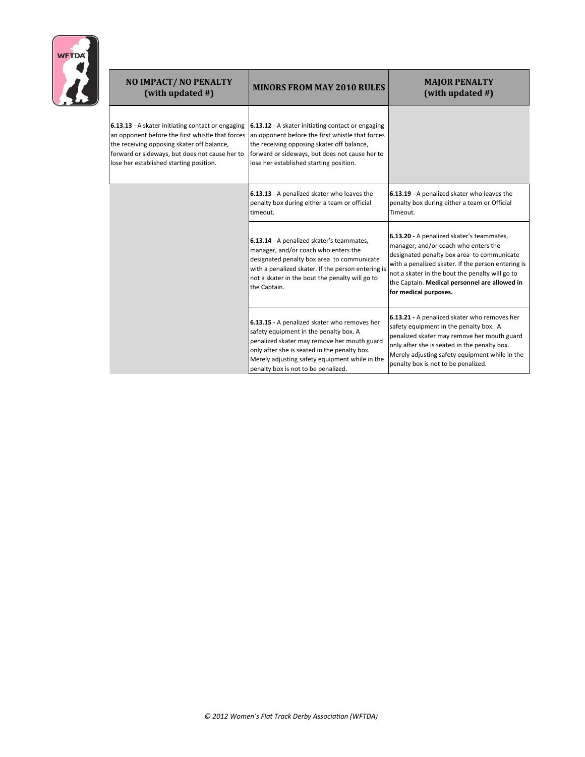| NO IMPACT/ NO PENALTY (with updated #) | MINORS FROM MAY 2010 RULES | MAJOR PENALTY (with updated #) |
|---|---|---|
| **6.13.13** - A skater initiating contact or engaging an opponent before the first whistle that forces the receiving opposing skater off balance, forward or sideways, but does not cause her to lose her established starting position. | **6.13.12** - A skater initiating contact or engaging an opponent before the first whistle that forces the receiving opposing skater off balance, forward or sideways, but does not cause her to lose her established starting position. | |
| | **6.13.13** - A penalized skater who leaves the penalty box during either a team or official timeout. | **6.13.19** - A penalized skater who leaves the penalty box during either a team or Official Timeout. |
| | **6.13.14** - A penalized skater's teammates, manager, and/or coach who enters the designated penalty box area to communicate with a penalized skater. If the person entering is not a skater in the bout the penalty will go to the Captain. | **6.13.20** - A penalized skater's teammates, manager, and/or coach who enters the designated penalty box area to communicate with a penalized skater. If the person entering is not a skater in the bout the penalty will go to the Captain. **Medical personnel are allowed in for medical purposes.** |
| | **6.13.15** - A penalized skater who removes her safety equipment in the penalty box. A penalized skater may remove her mouth guard only after she is seated in the penalty box. Merely adjusting safety equipment while in the penalty box is not to be penalized. | **6.13.21 -** A penalized skater who removes her safety equipment in the penalty box. A penalized skater may remove her mouth guard only after she is seated in the penalty box. Merely adjusting safety equipment while in the penalty box is not to be penalized. |

*© 2012 Women's Flat Track Derby Association (WFTDA)*